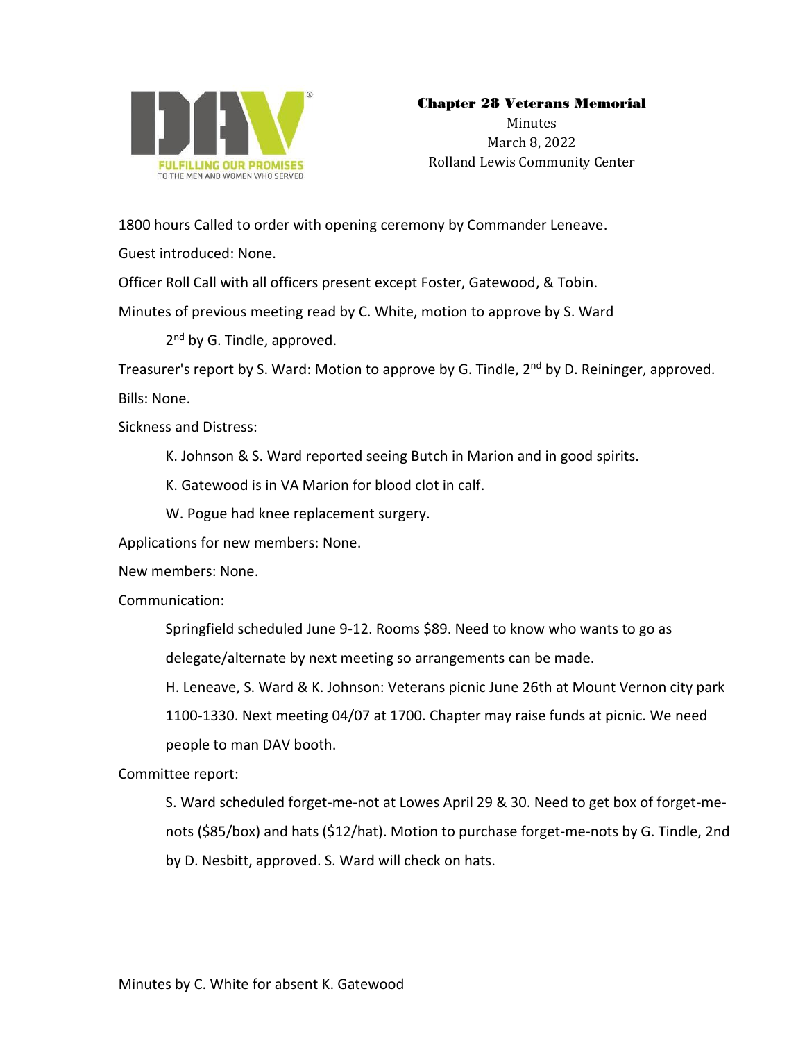**Chapter 28 Veterans Memorial**

Minutes

March 8, 2022

Rolland Lewis Community Center

1800 hours Called to order with opening ceremony by Commander Leneave.

Guest introduced: None.

Officer Roll Call with all officers present except Foster, Gatewood, & Tobin.

Minutes of previous meeting read by C. White, motion to approve by S. Ward

2nd by G. Tindle, approved.

Treasurer's report by S. Ward: Motion to approve by G. Tindle, 2nd by D. Reininger, approved.

Bills: None.

Sickness and Distress:

K. Johnson & S. Ward reported seeing Butch in Marion and in good spirits.

K. Gatewood is in VA Marion for blood clot in calf.

W. Pogue had knee replacement surgery.

Applications for new members: None.

New members: None.

Communication:

Springfield scheduled June 9-12. Rooms $89. Need to know who wants to go as delegate/alternate by next meeting so arrangements can be made.

H. Leneave, S. Ward & K. Johnson: Veterans picnic June 26th at Mount Vernon city park 1100-1330. Next meeting 04/07 at 1700. Chapter may raise funds at picnic. We need people to man DAV booth.

Committee report:

S. Ward scheduled forget-me-not at Lowes April 29 & 30. Need to get box of forget-me-nots ($85/box) and hats ($12/hat). Motion to purchase forget-me-nots by G. Tindle, 2nd by D. Nesbitt, approved. S. Ward will check on hats.

Minutes by C. White for absent K. Gatewood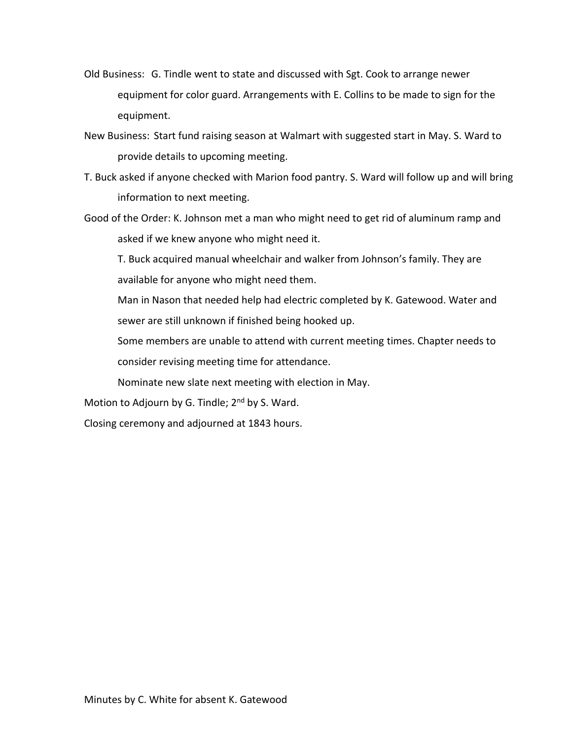Old Business: G. Tindle went to state and discussed with Sgt. Cook to arrange newer equipment for color guard. Arrangements with E. Collins to be made to sign for the equipment.

New Business: Start fund raising season at Walmart with suggested start in May. S. Ward to provide details to upcoming meeting.

T. Buck asked if anyone checked with Marion food pantry. S. Ward will follow up and will bring information to next meeting.

Good of the Order: K. Johnson met a man who might need to get rid of aluminum ramp and asked if we knew anyone who might need it.

T. Buck acquired manual wheelchair and walker from Johnson's family. They are available for anyone who might need them.

Man in Nason that needed help had electric completed by K. Gatewood. Water and sewer are still unknown if finished being hooked up.

Some members are unable to attend with current meeting times. Chapter needs to consider revising meeting time for attendance.

Nominate new slate next meeting with election in May.

Motion to Adjourn by G. Tindle; 2nd by S. Ward.

Closing ceremony and adjourned at 1843 hours.

Minutes by C. White for absent K. Gatewood